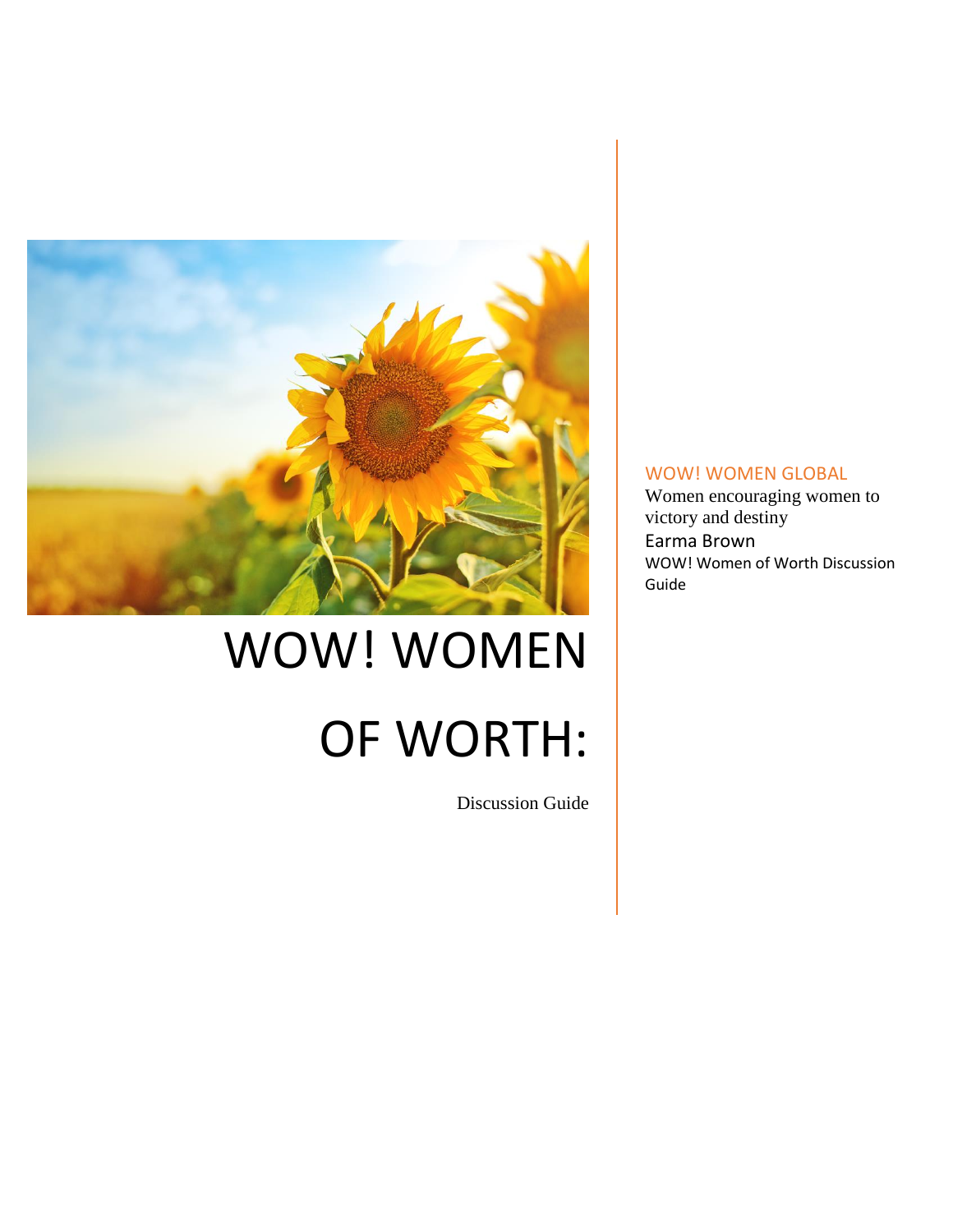# WOW! WOMEN OF WORTH:

Discussion Guide

WOW! WOMEN GLOBAL

Women encouraging women to victory and destiny

Earma Brown

WOW! Women of Worth Discussion Guide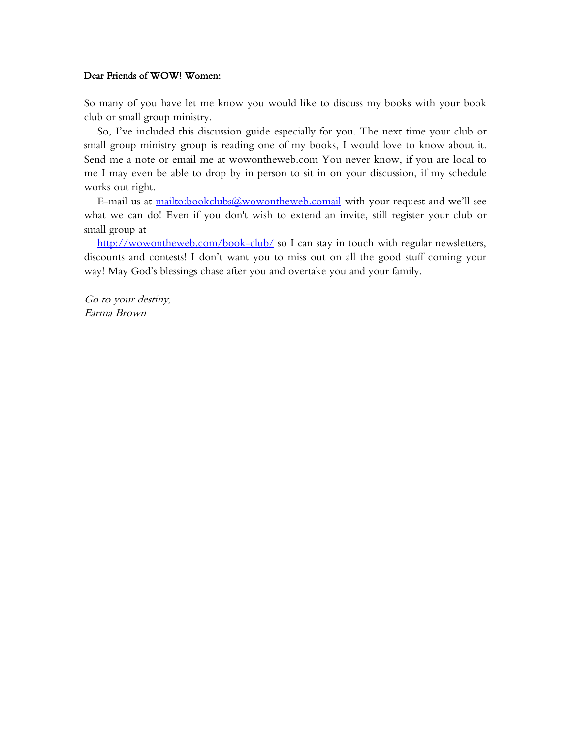Dear Friends of WOW! Women:

So many of you have let me know you would like to discuss my books with your book club or small group ministry.

So, I've included this discussion guide especially for you. The next time your club or small group ministry group is reading one of my books, I would love to know about it. Send me a note or email me at wowontheweb.com You never know, if you are local to me I may even be able to drop by in person to sit in on your discussion, if my schedule works out right.

E-mail us at [mailto:bookclubs@wowontheweb.comail](mailto:bookclubs@wowontheweb.comail) with your request and we'll see what we can do! Even if you don't wish to extend an invite, still register your club or small group at

[http://wowontheweb.com/book-club/](http://wowontheweb.com/book-club/) so I can stay in touch with regular newsletters, discounts and contests! I don't want you to miss out on all the good stuff coming your way! May God's blessings chase after you and overtake you and your family.

*Go to your destiny,*
*Earma Brown*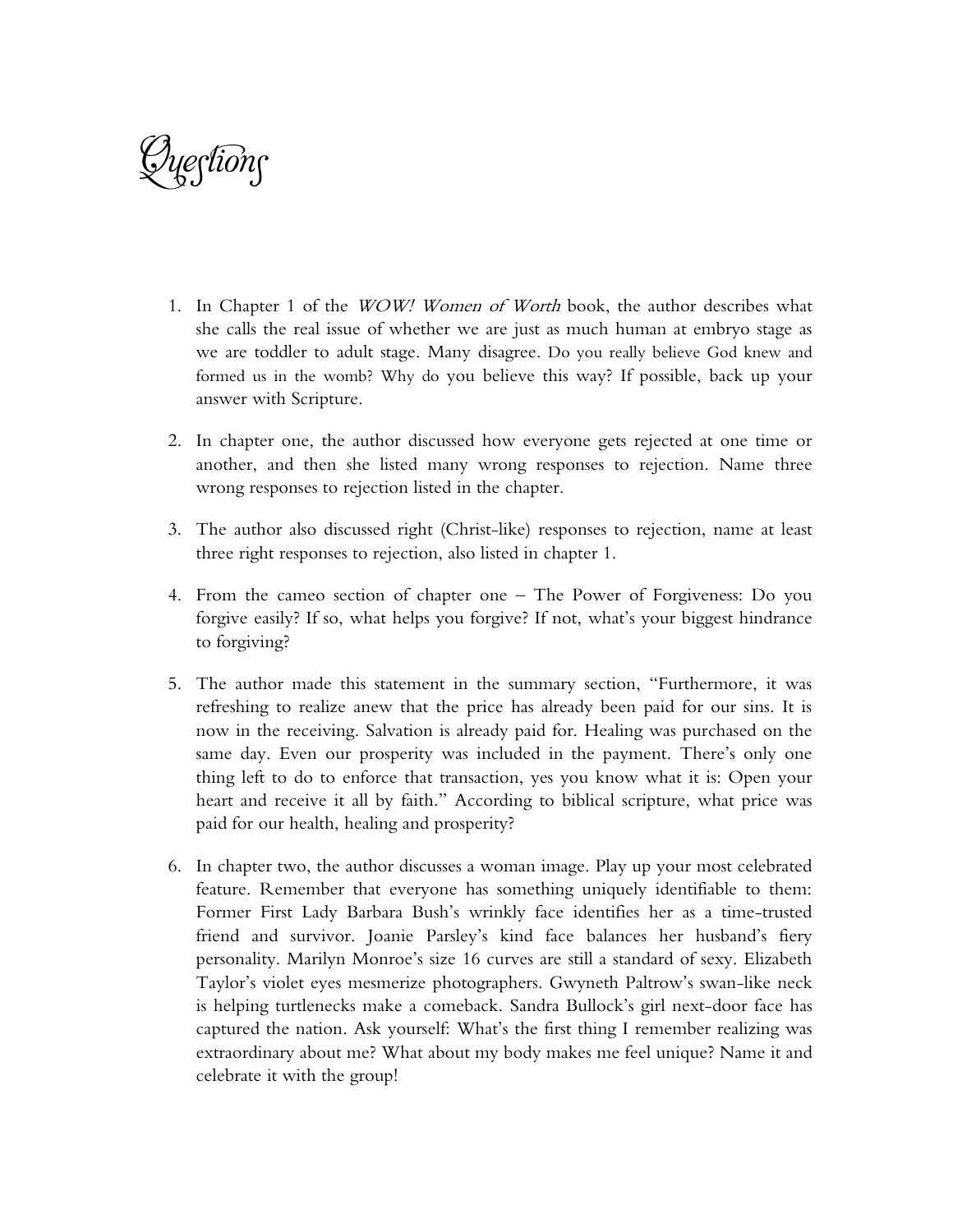# Questions

1. In Chapter 1 of the *WOW! Women of Worth* book, the author describes what she calls the real issue of whether we are just as much human at embryo stage as we are toddler to adult stage. Many disagree. Do you really believe God knew and formed us in the womb? Why do you believe this way? If possible, back up your answer with Scripture.

2. In chapter one, the author discussed how everyone gets rejected at one time or another, and then she listed many wrong responses to rejection. Name three wrong responses to rejection listed in the chapter.

3. The author also discussed right (Christ-like) responses to rejection, name at least three right responses to rejection, also listed in chapter 1.

4. From the cameo section of chapter one – The Power of Forgiveness: Do you forgive easily? If so, what helps you forgive? If not, what's your biggest hindrance to forgiving?

5. The author made this statement in the summary section, "Furthermore, it was refreshing to realize anew that the price has already been paid for our sins. It is now in the receiving. Salvation is already paid for. Healing was purchased on the same day. Even our prosperity was included in the payment. There's only one thing left to do to enforce that transaction, yes you know what it is: Open your heart and receive it all by faith." According to biblical scripture, what price was paid for our health, healing and prosperity?

6. In chapter two, the author discusses a woman image. Play up your most celebrated feature. Remember that everyone has something uniquely identifiable to them: Former First Lady Barbara Bush's wrinkly face identifies her as a time-trusted friend and survivor. Joanie Parsley's kind face balances her husband's fiery personality. Marilyn Monroe's size 16 curves are still a standard of sexy. Elizabeth Taylor's violet eyes mesmerize photographers. Gwyneth Paltrow's swan-like neck is helping turtlenecks make a comeback. Sandra Bullock's girl next-door face has captured the nation. Ask yourself: What's the first thing I remember realizing was extraordinary about me? What about my body makes me feel unique? Name it and celebrate it with the group!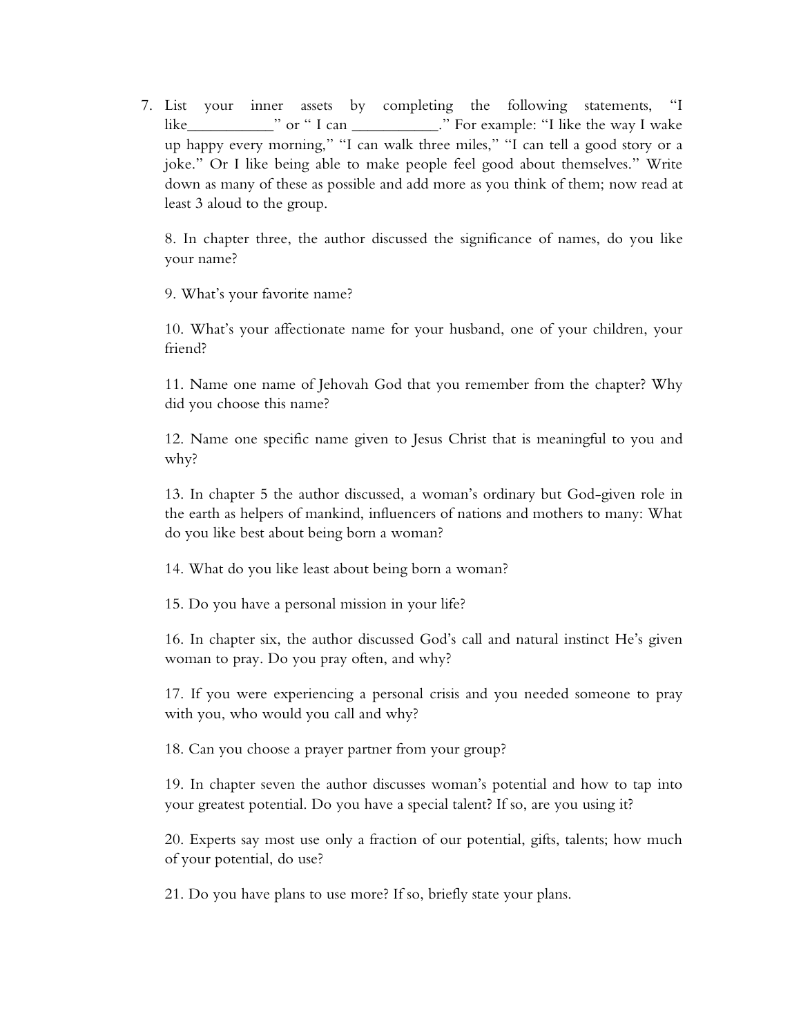7. List your inner assets by completing the following statements, "I like___________" or " I can ___________." For example: "I like the way I wake up happy every morning," "I can walk three miles," "I can tell a good story or a joke." Or I like being able to make people feel good about themselves." Write down as many of these as possible and add more as you think of them; now read at least 3 aloud to the group.

8. In chapter three, the author discussed the significance of names, do you like your name?

9. What's your favorite name?

10. What's your affectionate name for your husband, one of your children, your friend?

11. Name one name of Jehovah God that you remember from the chapter? Why did you choose this name?

12. Name one specific name given to Jesus Christ that is meaningful to you and why?

13. In chapter 5 the author discussed, a woman's ordinary but God-given role in the earth as helpers of mankind, influencers of nations and mothers to many: What do you like best about being born a woman?

14. What do you like least about being born a woman?

15. Do you have a personal mission in your life?

16. In chapter six, the author discussed God's call and natural instinct He's given woman to pray. Do you pray often, and why?

17. If you were experiencing a personal crisis and you needed someone to pray with you, who would you call and why?

18. Can you choose a prayer partner from your group?

19. In chapter seven the author discusses woman's potential and how to tap into your greatest potential. Do you have a special talent? If so, are you using it?

20. Experts say most use only a fraction of our potential, gifts, talents; how much of your potential, do use?

21. Do you have plans to use more? If so, briefly state your plans.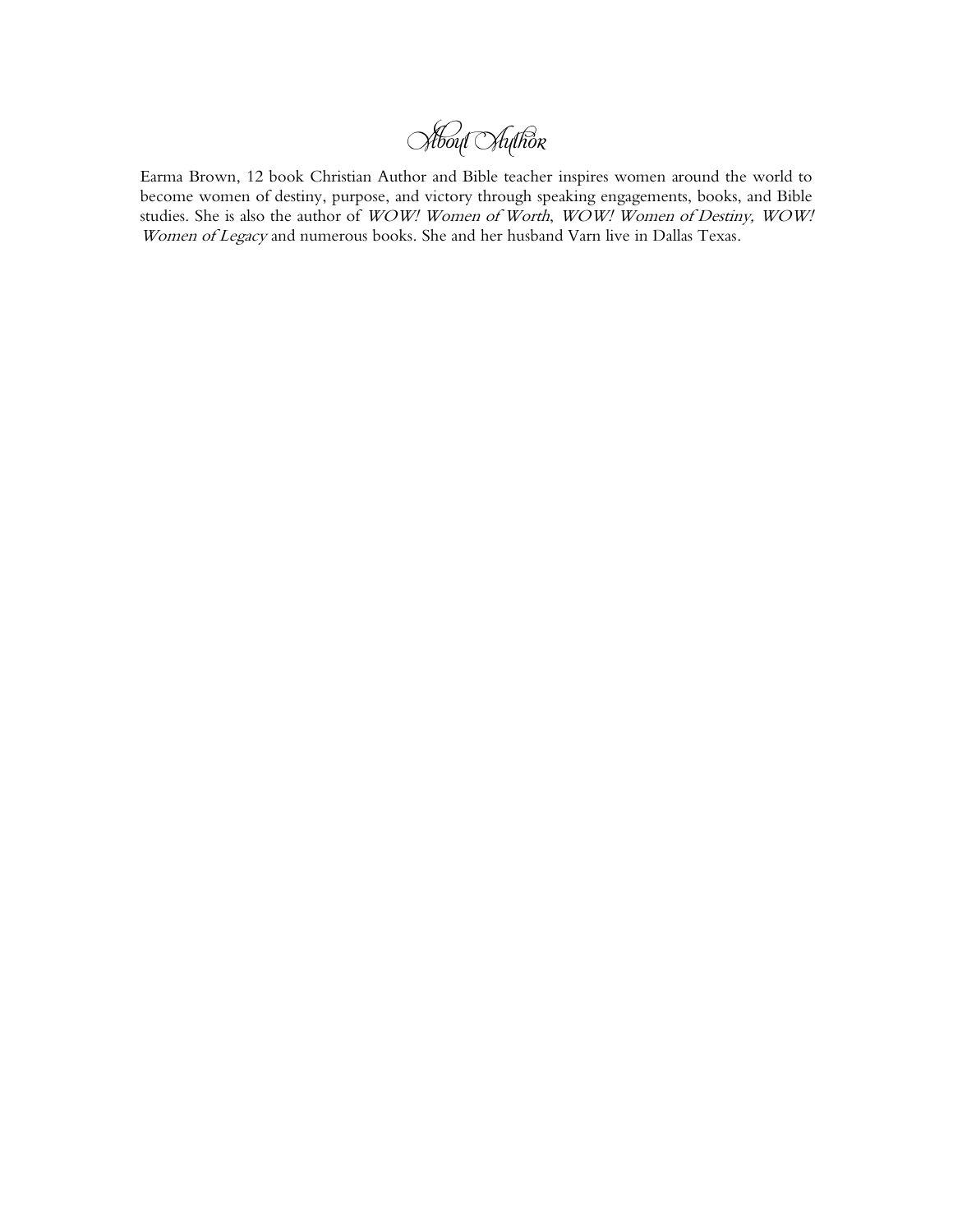# About Author

Earma Brown, 12 book Christian Author and Bible teacher inspires women around the world to become women of destiny, purpose, and victory through speaking engagements, books, and Bible studies. She is also the author of *WOW! Women of Worth*, *WOW! Women of Destiny, WOW! Women of Legacy* and numerous books. She and her husband Varn live in Dallas Texas.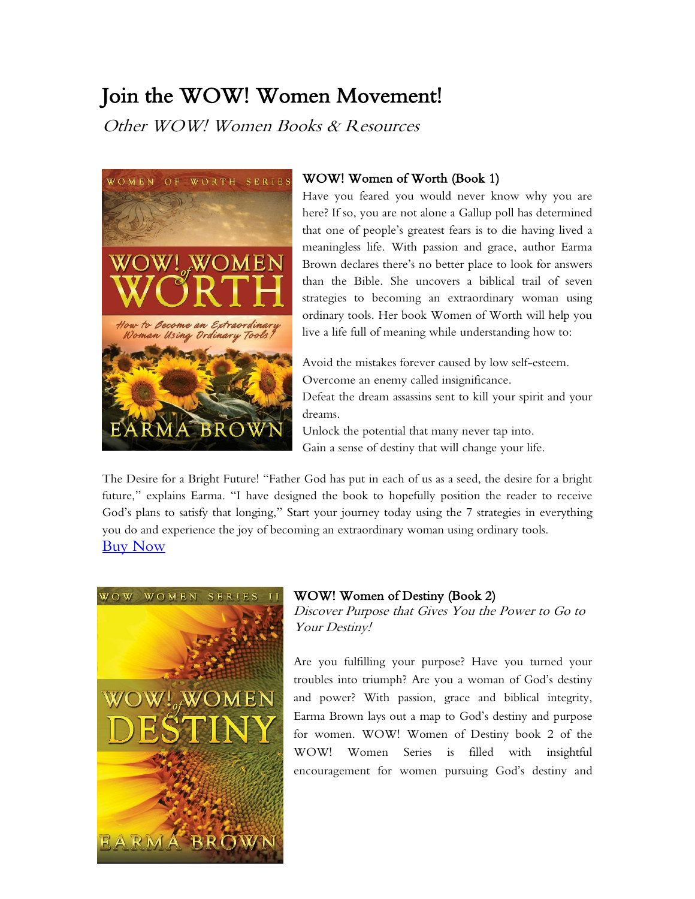# Join the WOW! Women Movement!

*Other WOW! Women Books & Resources*

### WOW! Women of Worth (Book 1)

Have you feared you would never know why you are here? If so, you are not alone a Gallup poll has determined that one of people's greatest fears is to die having lived a meaningless life. With passion and grace, author Earma Brown declares there's no better place to look for answers than the Bible. She uncovers a biblical trail of seven strategies to becoming an extraordinary woman using ordinary tools. Her book Women of Worth will help you live a life full of meaning while understanding how to:

Avoid the mistakes forever caused by low self-esteem.
Overcome an enemy called insignificance.
Defeat the dream assassins sent to kill your spirit and your dreams.
Unlock the potential that many never tap into.
Gain a sense of destiny that will change your life.

The Desire for a Bright Future! "Father God has put in each of us as a seed, the desire for a bright future," explains Earma. "I have designed the book to hopefully position the reader to receive God's plans to satisfy that longing," Start your journey today using the 7 strategies in everything you do and experience the joy of becoming an extraordinary woman using ordinary tools.
Buy Now

### WOW! Women of Destiny (Book 2)

*Discover Purpose that Gives You the Power to Go to Your Destiny!*

Are you fulfilling your purpose? Have you turned your troubles into triumph? Are you a woman of God's destiny and power? With passion, grace and biblical integrity, Earma Brown lays out a map to God's destiny and purpose for women. WOW! Women of Destiny book 2 of the WOW! Women Series is filled with insightful encouragement for women pursuing God's destiny and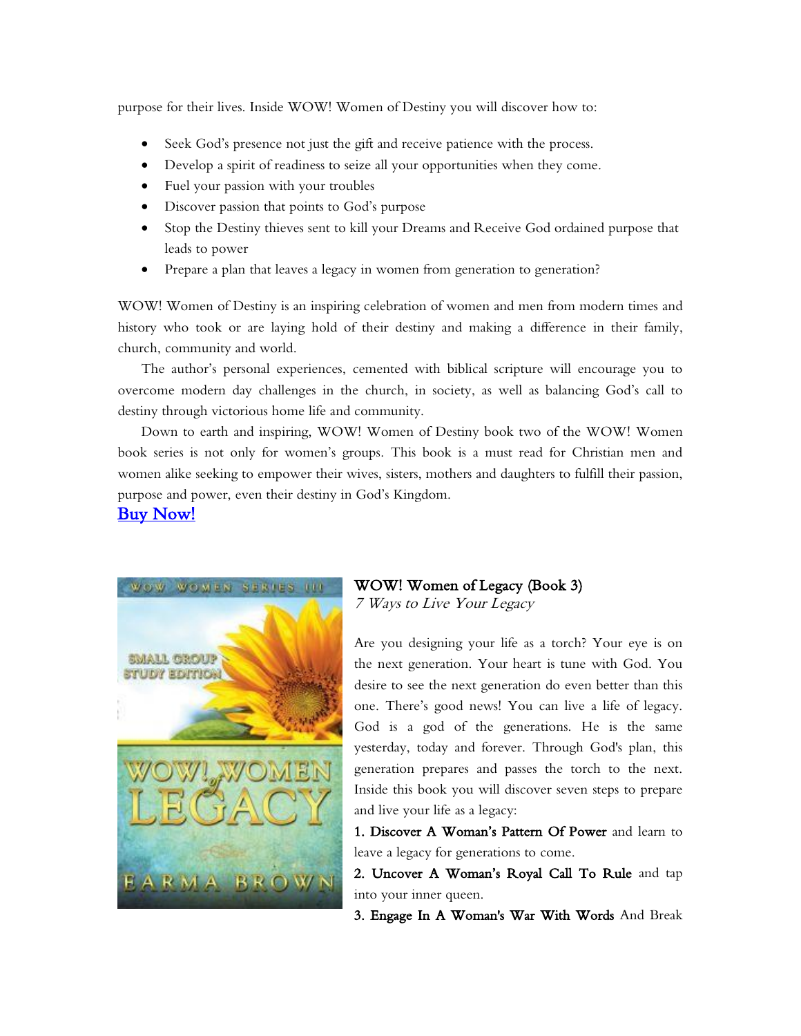purpose for their lives. Inside WOW! Women of Destiny you will discover how to:

- Seek God's presence not just the gift and receive patience with the process.
- Develop a spirit of readiness to seize all your opportunities when they come.
- Fuel your passion with your troubles
- Discover passion that points to God's purpose
- Stop the Destiny thieves sent to kill your Dreams and Receive God ordained purpose that leads to power
- Prepare a plan that leaves a legacy in women from generation to generation?

WOW! Women of Destiny is an inspiring celebration of women and men from modern times and history who took or are laying hold of their destiny and making a difference in their family, church, community and world.

The author's personal experiences, cemented with biblical scripture will encourage you to overcome modern day challenges in the church, in society, as well as balancing God's call to destiny through victorious home life and community.

Down to earth and inspiring, WOW! Women of Destiny book two of the WOW! Women book series is not only for women's groups. This book is a must read for Christian men and women alike seeking to empower their wives, sisters, mothers and daughters to fulfill their passion, purpose and power, even their destiny in God's Kingdom.

[Buy Now!]

WOW WOMEN SERIES III

SMALL GROUP STUDY EDITION

WOW! WOMEN of LEGACY

EARMA BROWN

## WOW! Women of Legacy (Book 3)

*7 Ways to Live Your Legacy*

Are you designing your life as a torch? Your eye is on the next generation. Your heart is tune with God. You desire to see the next generation do even better than this one. There's good news! You can live a life of legacy. God is a god of the generations. He is the same yesterday, today and forever. Through God's plan, this generation prepares and passes the torch to the next. Inside this book you will discover seven steps to prepare and live your life as a legacy:

1. **Discover A Woman's Pattern Of Power** and learn to leave a legacy for generations to come.

2. **Uncover A Woman's Royal Call To Rule** and tap into your inner queen.

3. **Engage In A Woman's War With Words** And Break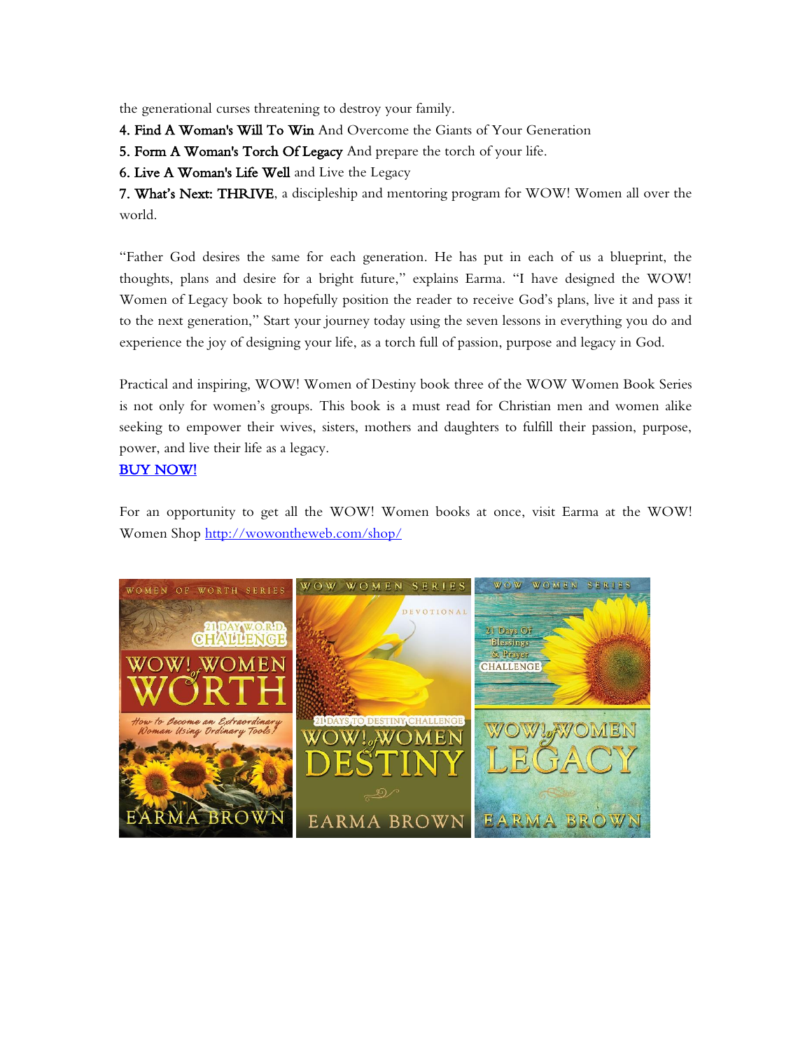the generational curses threatening to destroy your family.

**4. Find A Woman's Will To Win** And Overcome the Giants of Your Generation

**5. Form A Woman's Torch Of Legacy** And prepare the torch of your life.

**6. Live A Woman's Life Well** and Live the Legacy

**7. What's Next: THRIVE**, a discipleship and mentoring program for WOW! Women all over the world.

"Father God desires the same for each generation. He has put in each of us a blueprint, the thoughts, plans and desire for a bright future," explains Earma. "I have designed the WOW! Women of Legacy book to hopefully position the reader to receive God's plans, live it and pass it to the next generation," Start your journey today using the seven lessons in everything you do and experience the joy of designing your life, as a torch full of passion, purpose and legacy in God.

Practical and inspiring, WOW! Women of Destiny book three of the WOW Women Book Series is not only for women's groups. This book is a must read for Christian men and women alike seeking to empower their wives, sisters, mothers and daughters to fulfill their passion, purpose, power, and live their life as a legacy.

BUY NOW!

For an opportunity to get all the WOW! Women books at once, visit Earma at the WOW! Women Shop http://wowontheweb.com/shop/